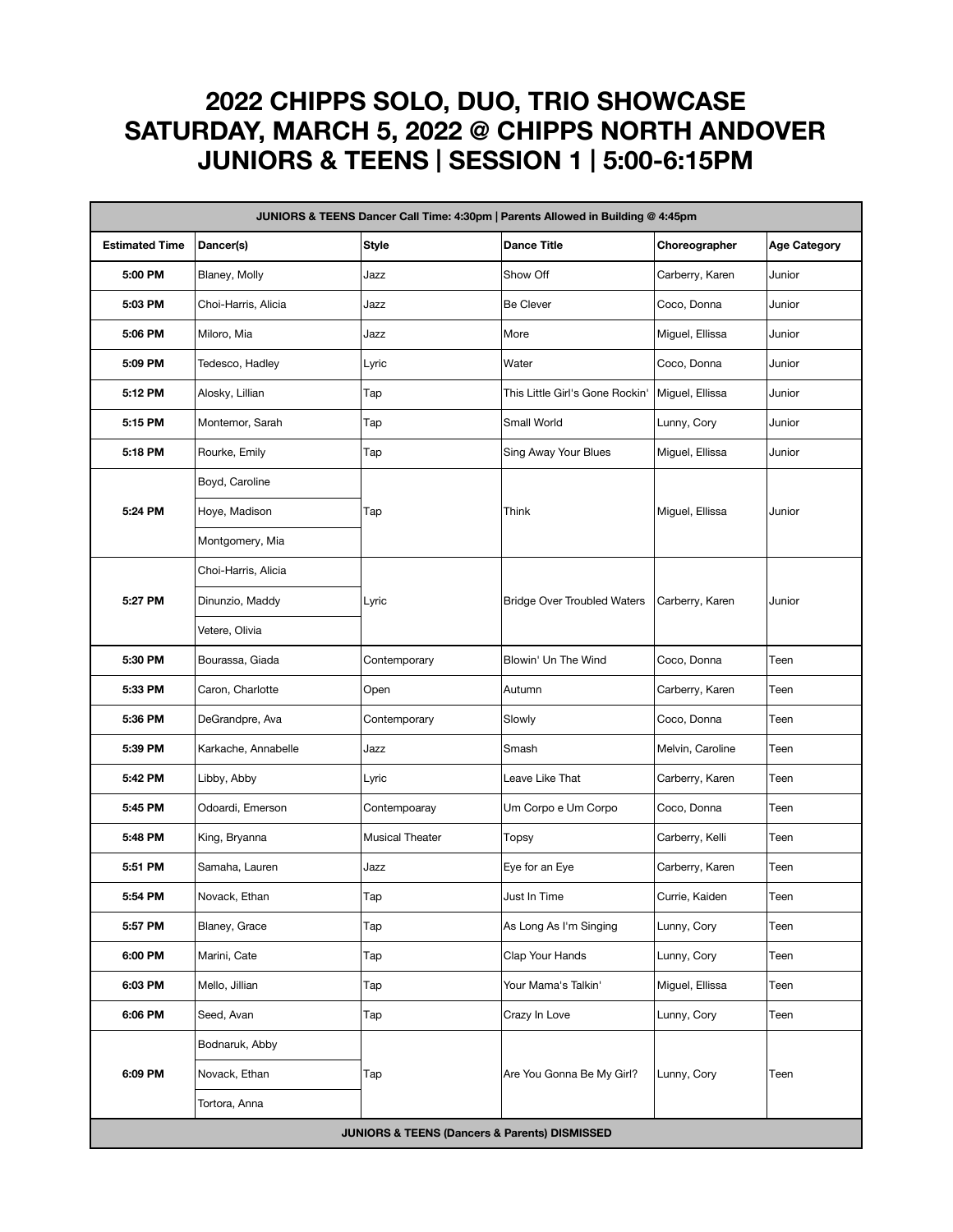# 2022 CHIPPS SOLO, DUO, TRIO SHOWCASE
# SATURDAY, MARCH 5, 2022 @ CHIPPS NORTH ANDOVER
# JUNIORS & TEENS | SESSION 1 | 5:00-6:15PM

| JUNIORS & TEENS Dancer Call Time: 4:30pm \| Parents Allowed in Building @ 4:45pm | | | | | |
|---|---|---|---|---|---|
| **Estimated Time** | **Dancer(s)** | **Style** | **Dance Title** | **Choreographer** | **Age Category** |
| **5:00 PM** | Blaney, Molly | Jazz | Show Off | Carberry, Karen | Junior |
| **5:03 PM** | Choi-Harris, Alicia | Jazz | Be Clever | Coco, Donna | Junior |
| **5:06 PM** | Miloro, Mia | Jazz | More | Miguel, Ellissa | Junior |
| **5:09 PM** | Tedesco, Hadley | Lyric | Water | Coco, Donna | Junior |
| **5:12 PM** | Alosky, Lillian | Tap | This Little Girl's Gone Rockin' | Miguel, Ellissa | Junior |
| **5:15 PM** | Montemor, Sarah | Tap | Small World | Lunny, Cory | Junior |
| **5:18 PM** | Rourke, Emily | Tap | Sing Away Your Blues | Miguel, Ellissa | Junior |
| **5:24 PM** | Boyd, Caroline<br>Hoye, Madison<br>Montgomery, Mia | Tap | Think | Miguel, Ellissa | Junior |
| **5:27 PM** | Choi-Harris, Alicia<br>Dinunzio, Maddy<br>Vetere, Olivia | Lyric | Bridge Over Troubled Waters | Carberry, Karen | Junior |
| **5:30 PM** | Bourassa, Giada | Contemporary | Blowin' Un The Wind | Coco, Donna | Teen |
| **5:33 PM** | Caron, Charlotte | Open | Autumn | Carberry, Karen | Teen |
| **5:36 PM** | DeGrandpre, Ava | Contemporary | Slowly | Coco, Donna | Teen |
| **5:39 PM** | Karkache, Annabelle | Jazz | Smash | Melvin, Caroline | Teen |
| **5:42 PM** | Libby, Abby | Lyric | Leave Like That | Carberry, Karen | Teen |
| **5:45 PM** | Odoardi, Emerson | Contempoaray | Um Corpo e Um Corpo | Coco, Donna | Teen |
| **5:48 PM** | King, Bryanna | Musical Theater | Topsy | Carberry, Kelli | Teen |
| **5:51 PM** | Samaha, Lauren | Jazz | Eye for an Eye | Carberry, Karen | Teen |
| **5:54 PM** | Novack, Ethan | Tap | Just In Time | Currie, Kaiden | Teen |
| **5:57 PM** | Blaney, Grace | Tap | As Long As I'm Singing | Lunny, Cory | Teen |
| **6:00 PM** | Marini, Cate | Tap | Clap Your Hands | Lunny, Cory | Teen |
| **6:03 PM** | Mello, Jillian | Tap | Your Mama's Talkin' | Miguel, Ellissa | Teen |
| **6:06 PM** | Seed, Avan | Tap | Crazy In Love | Lunny, Cory | Teen |
| **6:09 PM** | Bodnaruk, Abby<br>Novack, Ethan<br>Tortora, Anna | Tap | Are You Gonna Be My Girl? | Lunny, Cory | Teen |
| **JUNIORS & TEENS (Dancers & Parents) DISMISSED** | | | | | |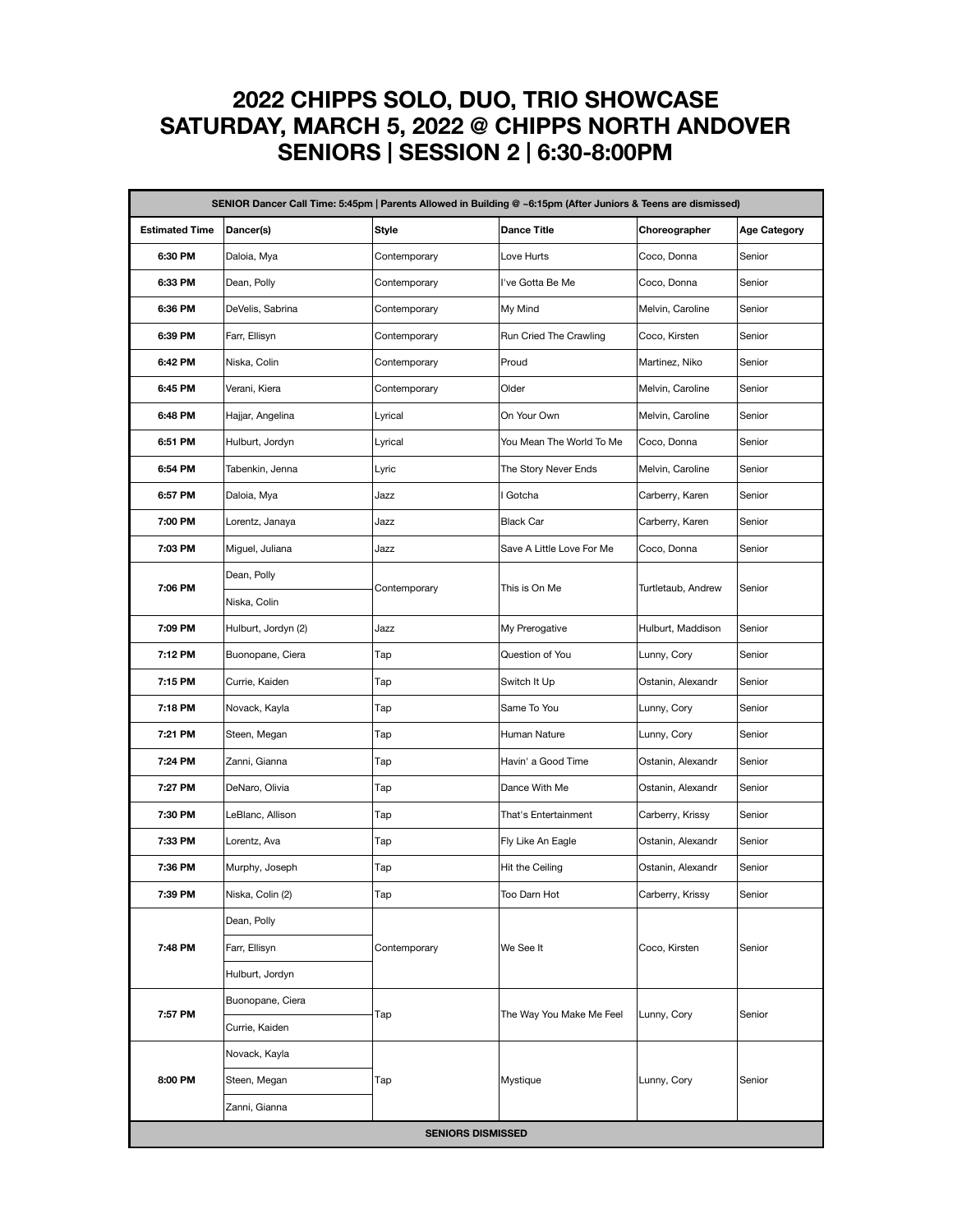# 2022 CHIPPS SOLO, DUO, TRIO SHOWCASE
# SATURDAY, MARCH 5, 2022 @ CHIPPS NORTH ANDOVER
# SENIORS | SESSION 2 | 6:30-8:00PM

| SENIOR Dancer Call Time: 5:45pm \| Parents Allowed in Building @ ~6:15pm (After Juniors & Teens are dismissed) | | | | | |
|---|---|---|---|---|---|
| **Estimated Time** | **Dancer(s)** | **Style** | **Dance Title** | **Choreographer** | **Age Category** |
| **6:30 PM** | Daloia, Mya | Contemporary | Love Hurts | Coco, Donna | Senior |
| **6:33 PM** | Dean, Polly | Contemporary | I've Gotta Be Me | Coco, Donna | Senior |
| **6:36 PM** | DeVelis, Sabrina | Contemporary | My Mind | Melvin, Caroline | Senior |
| **6:39 PM** | Farr, Ellisyn | Contemporary | Run Cried The Crawling | Coco, Kirsten | Senior |
| **6:42 PM** | Niska, Colin | Contemporary | Proud | Martinez, Niko | Senior |
| **6:45 PM** | Verani, Kiera | Contemporary | Older | Melvin, Caroline | Senior |
| **6:48 PM** | Hajjar, Angelina | Lyrical | On Your Own | Melvin, Caroline | Senior |
| **6:51 PM** | Hulburt, Jordyn | Lyrical | You Mean The World To Me | Coco, Donna | Senior |
| **6:54 PM** | Tabenkin, Jenna | Lyric | The Story Never Ends | Melvin, Caroline | Senior |
| **6:57 PM** | Daloia, Mya | Jazz | I Gotcha | Carberry, Karen | Senior |
| **7:00 PM** | Lorentz, Janaya | Jazz | Black Car | Carberry, Karen | Senior |
| **7:03 PM** | Miguel, Juliana | Jazz | Save A Little Love For Me | Coco, Donna | Senior |
| **7:06 PM** | Dean, Polly<br>Niska, Colin | Contemporary | This is On Me | Turtletaub, Andrew | Senior |
| **7:09 PM** | Hulburt, Jordyn (2) | Jazz | My Prerogative | Hulburt, Maddison | Senior |
| **7:12 PM** | Buonopane, Ciera | Tap | Question of You | Lunny, Cory | Senior |
| **7:15 PM** | Currie, Kaiden | Tap | Switch It Up | Ostanin, Alexandr | Senior |
| **7:18 PM** | Novack, Kayla | Tap | Same To You | Lunny, Cory | Senior |
| **7:21 PM** | Steen, Megan | Tap | Human Nature | Lunny, Cory | Senior |
| **7:24 PM** | Zanni, Gianna | Tap | Havin' a Good Time | Ostanin, Alexandr | Senior |
| **7:27 PM** | DeNaro, Olivia | Tap | Dance With Me | Ostanin, Alexandr | Senior |
| **7:30 PM** | LeBlanc, Allison | Tap | That's Entertainment | Carberry, Krissy | Senior |
| **7:33 PM** | Lorentz, Ava | Tap | Fly Like An Eagle | Ostanin, Alexandr | Senior |
| **7:36 PM** | Murphy, Joseph | Tap | Hit the Ceiling | Ostanin, Alexandr | Senior |
| **7:39 PM** | Niska, Colin (2) | Tap | Too Darn Hot | Carberry, Krissy | Senior |
| **7:48 PM** | Dean, Polly<br>Farr, Ellisyn<br>Hulburt, Jordyn | Contemporary | We See It | Coco, Kirsten | Senior |
| **7:57 PM** | Buonopane, Ciera<br>Currie, Kaiden | Tap | The Way You Make Me Feel | Lunny, Cory | Senior |
| **8:00 PM** | Novack, Kayla<br>Steen, Megan<br>Zanni, Gianna | Tap | Mystique | Lunny, Cory | Senior |
| **SENIORS DISMISSED** | | | | | |